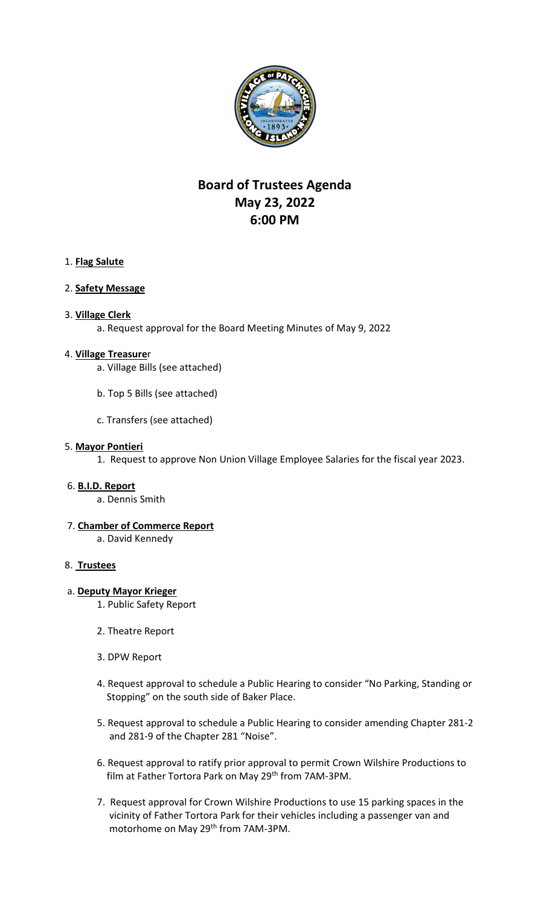# Board of Trustees Agenda
# May 23, 2022
# 6:00 PM

1. **Flag Salute**

2. **Safety Message**

3. **Village Clerk**
   - a. Request approval for the Board Meeting Minutes of May 9, 2022

4. **Village Treasurer**
   - a. Village Bills (see attached)
   - b. Top 5 Bills (see attached)
   - c. Transfers (see attached)

5. **Mayor Pontieri**
   1. Request to approve Non Union Village Employee Salaries for the fiscal year 2023.

6. **B.I.D. Report**
   - a. Dennis Smith

7. **Chamber of Commerce Report**
   - a. David Kennedy

8. **Trustees**

a. **Deputy Mayor Krieger**

1. Public Safety Report
2. Theatre Report
3. DPW Report
4. Request approval to schedule a Public Hearing to consider "No Parking, Standing or Stopping" on the south side of Baker Place.
5. Request approval to schedule a Public Hearing to consider amending Chapter 281-2 and 281-9 of the Chapter 281 "Noise".
6. Request approval to ratify prior approval to permit Crown Wilshire Productions to film at Father Tortora Park on May 29th from 7AM-3PM.
7. Request approval for Crown Wilshire Productions to use 15 parking spaces in the vicinity of Father Tortora Park for their vehicles including a passenger van and motorhome on May 29th from 7AM-3PM.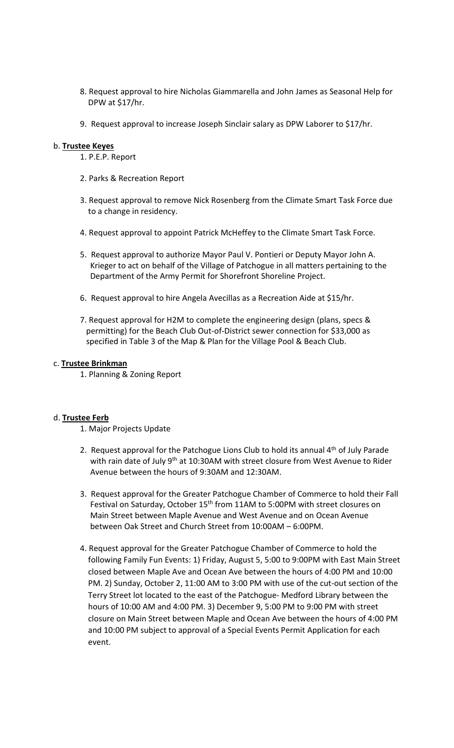8. Request approval to hire Nicholas Giammarella and John James as Seasonal Help for DPW at $17/hr.

9. Request approval to increase Joseph Sinclair salary as DPW Laborer to $17/hr.

b. **Trustee Keyes**

1. P.E.P. Report

2. Parks & Recreation Report

3. Request approval to remove Nick Rosenberg from the Climate Smart Task Force due to a change in residency.

4. Request approval to appoint Patrick McHeffey to the Climate Smart Task Force.

5. Request approval to authorize Mayor Paul V. Pontieri or Deputy Mayor John A. Krieger to act on behalf of the Village of Patchogue in all matters pertaining to the Department of the Army Permit for Shorefront Shoreline Project.

6. Request approval to hire Angela Avecillas as a Recreation Aide at $15/hr.

7. Request approval for H2M to complete the engineering design (plans, specs & permitting) for the Beach Club Out-of-District sewer connection for $33,000 as specified in Table 3 of the Map & Plan for the Village Pool & Beach Club.

c. **Trustee Brinkman**

1. Planning & Zoning Report

d. **Trustee Ferb**

1. Major Projects Update

2. Request approval for the Patchogue Lions Club to hold its annual 4th of July Parade with rain date of July 9th at 10:30AM with street closure from West Avenue to Rider Avenue between the hours of 9:30AM and 12:30AM.

3. Request approval for the Greater Patchogue Chamber of Commerce to hold their Fall Festival on Saturday, October 15th from 11AM to 5:00PM with street closures on Main Street between Maple Avenue and West Avenue and on Ocean Avenue between Oak Street and Church Street from 10:00AM – 6:00PM.

4. Request approval for the Greater Patchogue Chamber of Commerce to hold the following Family Fun Events: 1) Friday, August 5, 5:00 to 9:00PM with East Main Street closed between Maple Ave and Ocean Ave between the hours of 4:00 PM and 10:00 PM. 2) Sunday, October 2, 11:00 AM to 3:00 PM with use of the cut-out section of the Terry Street lot located to the east of the Patchogue- Medford Library between the hours of 10:00 AM and 4:00 PM. 3) December 9, 5:00 PM to 9:00 PM with street closure on Main Street between Maple and Ocean Ave between the hours of 4:00 PM and 10:00 PM subject to approval of a Special Events Permit Application for each event.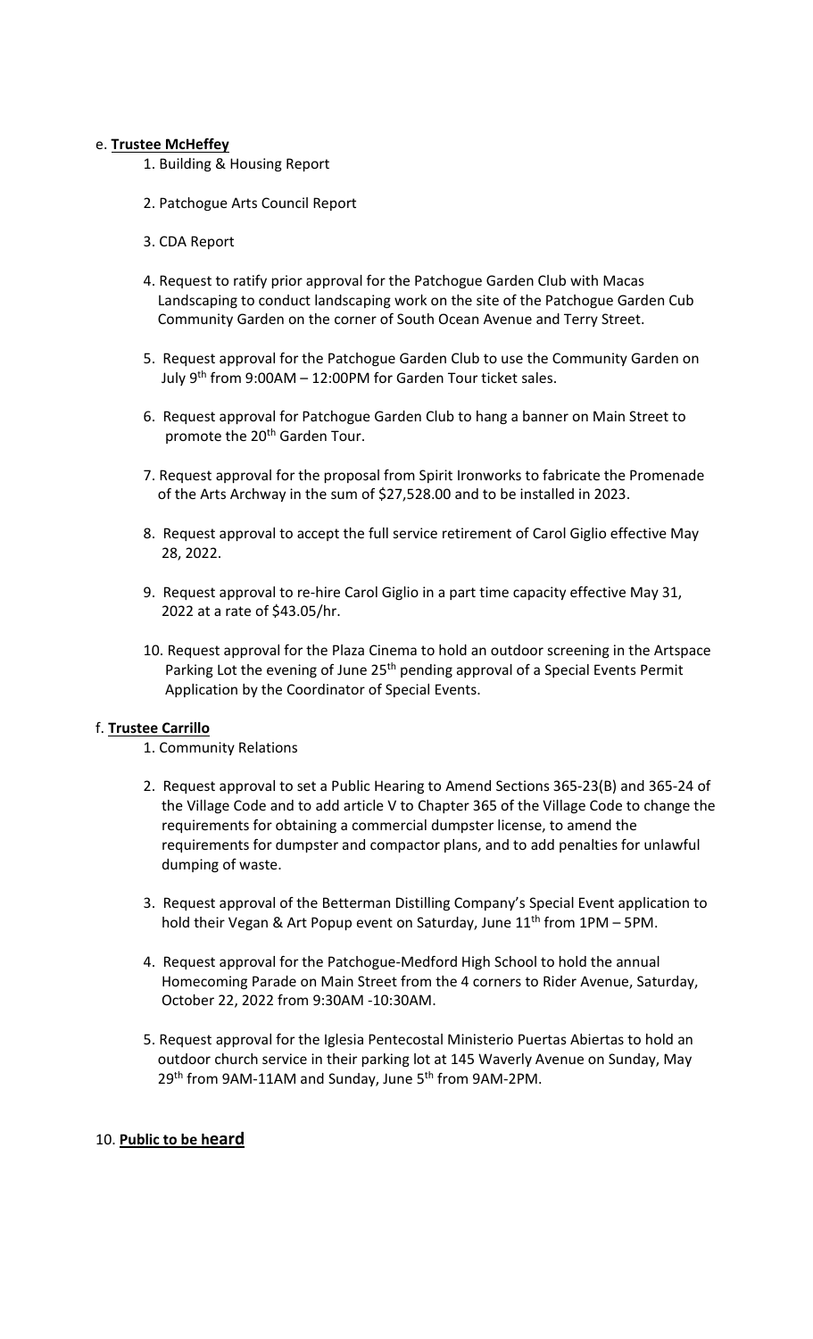e. **Trustee McHeffey**

1. Building & Housing Report

2. Patchogue Arts Council Report

3. CDA Report

4. Request to ratify prior approval for the Patchogue Garden Club with Macas Landscaping to conduct landscaping work on the site of the Patchogue Garden Cub Community Garden on the corner of South Ocean Avenue and Terry Street.

5. Request approval for the Patchogue Garden Club to use the Community Garden on July 9th from 9:00AM – 12:00PM for Garden Tour ticket sales.

6. Request approval for Patchogue Garden Club to hang a banner on Main Street to promote the 20th Garden Tour.

7. Request approval for the proposal from Spirit Ironworks to fabricate the Promenade of the Arts Archway in the sum of $27,528.00 and to be installed in 2023.

8. Request approval to accept the full service retirement of Carol Giglio effective May 28, 2022.

9. Request approval to re-hire Carol Giglio in a part time capacity effective May 31, 2022 at a rate of $43.05/hr.

10. Request approval for the Plaza Cinema to hold an outdoor screening in the Artspace Parking Lot the evening of June 25th pending approval of a Special Events Permit Application by the Coordinator of Special Events.

f. **Trustee Carrillo**

1. Community Relations

2. Request approval to set a Public Hearing to Amend Sections 365-23(B) and 365-24 of the Village Code and to add article V to Chapter 365 of the Village Code to change the requirements for obtaining a commercial dumpster license, to amend the requirements for dumpster and compactor plans, and to add penalties for unlawful dumping of waste.

3. Request approval of the Betterman Distilling Company's Special Event application to hold their Vegan & Art Popup event on Saturday, June 11th from 1PM – 5PM.

4. Request approval for the Patchogue-Medford High School to hold the annual Homecoming Parade on Main Street from the 4 corners to Rider Avenue, Saturday, October 22, 2022 from 9:30AM -10:30AM.

5. Request approval for the Iglesia Pentecostal Ministerio Puertas Abiertas to hold an outdoor church service in their parking lot at 145 Waverly Avenue on Sunday, May 29th from 9AM-11AM and Sunday, June 5th from 9AM-2PM.

10. **Public to be heard**